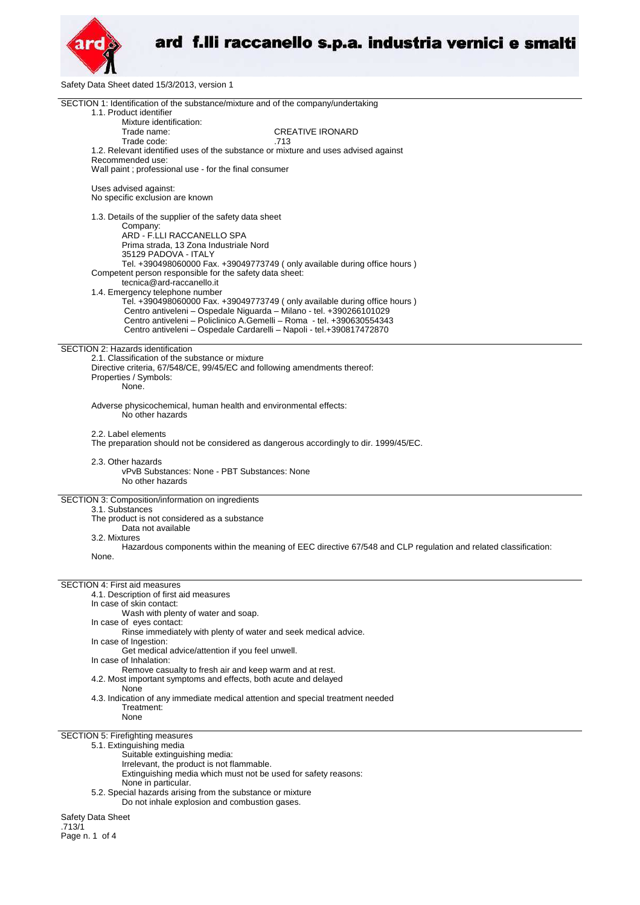ard f.lli raccanello s.p.a. industria vernici e smalti

Safety Data Sheet dated 15/3/2013, version 1

## SECTION 1: Identification of the substance/mixture and of the company/undertaking

1.1. Product identifier

Mixture identification:

Trade name: CREATIVE IRONARD

Trade code: .713

1.2. Relevant identified uses of the substance or mixture and uses advised against

Recommended use:

Wall paint ; professional use - for the final consumer

Uses advised against:

No specific exclusion are known

1.3. Details of the supplier of the safety data sheet

Company:

ARD - F.LLI RACCANELLO SPA
Prima strada, 13 Zona Industriale Nord
35129 PADOVA - ITALY
Tel. +390498060000 Fax. +39049773749 ( only available during office hours )

Competent person responsible for the safety data sheet:

tecnica@ard-raccanello.it

1.4. Emergency telephone number

Tel. +390498060000 Fax. +39049773749 ( only available during office hours )
Centro antiveleni – Ospedale Niguarda – Milano - tel. +390266101029
Centro antiveleni – Policlinico A.Gemelli – Roma - tel. +390630554343
Centro antiveleni – Ospedale Cardarelli – Napoli - tel.+390817472870

## SECTION 2: Hazards identification

2.1. Classification of the substance or mixture

Directive criteria, 67/548/CE, 99/45/EC and following amendments thereof:

Properties / Symbols:

None.

Adverse physicochemical, human health and environmental effects:

No other hazards

2.2. Label elements

The preparation should not be considered as dangerous accordingly to dir. 1999/45/EC.

2.3. Other hazards

vPvB Substances: None - PBT Substances: None

No other hazards

## SECTION 3: Composition/information on ingredients

3.1. Substances

The product is not considered as a substance

Data not available

3.2. Mixtures

Hazardous components within the meaning of EEC directive 67/548 and CLP regulation and related classification:

None.

## SECTION 4: First aid measures

4.1. Description of first aid measures

In case of skin contact:

Wash with plenty of water and soap.

In case of eyes contact:

Rinse immediately with plenty of water and seek medical advice.

In case of Ingestion:

Get medical advice/attention if you feel unwell.

In case of Inhalation:

Remove casualty to fresh air and keep warm and at rest.

4.2. Most important symptoms and effects, both acute and delayed

None

4.3. Indication of any immediate medical attention and special treatment needed

Treatment:

None

## SECTION 5: Firefighting measures

5.1. Extinguishing media

Suitable extinguishing media:

Irrelevant, the product is not flammable.

Extinguishing media which must not be used for safety reasons:

None in particular.

5.2. Special hazards arising from the substance or mixture

Do not inhale explosion and combustion gases.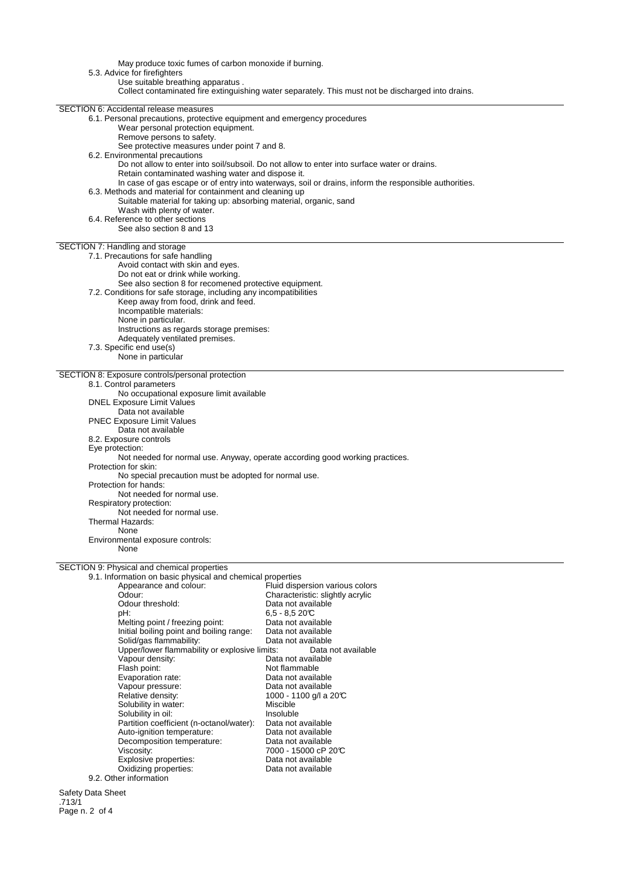May produce toxic fumes of carbon monoxide if burning.

5.3. Advice for firefighters

Use suitable breathing apparatus .

Collect contaminated fire extinguishing water separately. This must not be discharged into drains.

## SECTION 6: Accidental release measures

6.1. Personal precautions, protective equipment and emergency procedures

Wear personal protection equipment.

Remove persons to safety.

See protective measures under point 7 and 8.

6.2. Environmental precautions

Do not allow to enter into soil/subsoil. Do not allow to enter into surface water or drains.

Retain contaminated washing water and dispose it.

In case of gas escape or of entry into waterways, soil or drains, inform the responsible authorities.

6.3. Methods and material for containment and cleaning up

Suitable material for taking up: absorbing material, organic, sand

Wash with plenty of water.

6.4. Reference to other sections

See also section 8 and 13

## SECTION 7: Handling and storage

7.1. Precautions for safe handling

Avoid contact with skin and eyes.

Do not eat or drink while working.

See also section 8 for recomened protective equipment.

7.2. Conditions for safe storage, including any incompatibilities

Keep away from food, drink and feed.

Incompatible materials:

None in particular.

Instructions as regards storage premises:

Adequately ventilated premises.

7.3. Specific end use(s)

None in particular

## SECTION 8: Exposure controls/personal protection

8.1. Control parameters

No occupational exposure limit available

DNEL Exposure Limit Values

Data not available

PNEC Exposure Limit Values

Data not available

8.2. Exposure controls

Eye protection:

Not needed for normal use. Anyway, operate according good working practices.

Protection for skin:

No special precaution must be adopted for normal use.

Protection for hands:

Not needed for normal use.

Respiratory protection:

Not needed for normal use.

Thermal Hazards:

None

Environmental exposure controls:

None

## SECTION 9: Physical and chemical properties

9.1. Information on basic physical and chemical properties

| | |
|---|---|
| Appearance and colour: | Fluid dispersion various colors |
| Odour: | Characteristic: slightly acrylic |
| Odour threshold: | Data not available |
| pH: | 6,5 - 8,5 20℃ |
| Melting point / freezing point: | Data not available |
| Initial boiling point and boiling range: | Data not available |
| Solid/gas flammability: | Data not available |
| Upper/lower flammability or explosive limits: | Data not available |
| Vapour density: | Data not available |
| Flash point: | Not flammable |
| Evaporation rate: | Data not available |
| Vapour pressure: | Data not available |
| Relative density: | 1000 - 1100 g/l a 20℃ |
| Solubility in water: | Miscible |
| Solubility in oil: | Insoluble |
| Partition coefficient (n-octanol/water): | Data not available |
| Auto-ignition temperature: | Data not available |
| Decomposition temperature: | Data not available |
| Viscosity: | 7000 - 15000 cP 20℃ |
| Explosive properties: | Data not available |
| Oxidizing properties: | Data not available |

9.2. Other information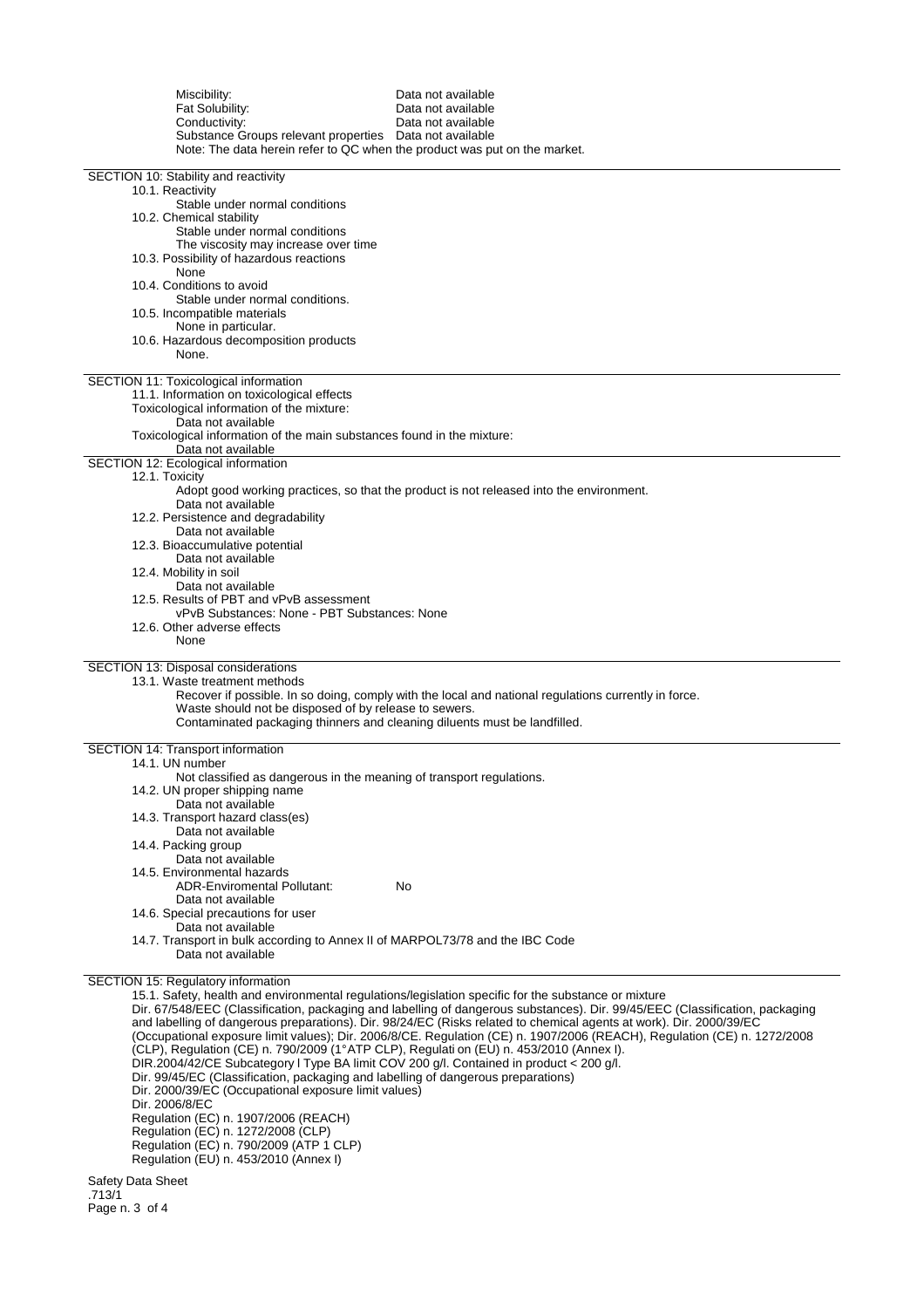| | |
|---|---|
| Miscibility: | Data not available |
| Fat Solubility: | Data not available |
| Conductivity: | Data not available |
| Substance Groups relevant properties | Data not available |

Note: The data herein refer to QC when the product was put on the market.

## SECTION 10: Stability and reactivity

10.1. Reactivity
Stable under normal conditions

10.2. Chemical stability
Stable under normal conditions
The viscosity may increase over time

10.3. Possibility of hazardous reactions
None

10.4. Conditions to avoid
Stable under normal conditions.

10.5. Incompatible materials
None in particular.

10.6. Hazardous decomposition products
None.

## SECTION 11: Toxicological information

11.1. Information on toxicological effects
Toxicological information of the mixture:
Data not available
Toxicological information of the main substances found in the mixture:
Data not available

## SECTION 12: Ecological information

12.1. Toxicity
Adopt good working practices, so that the product is not released into the environment.
Data not available

12.2. Persistence and degradability
Data not available

12.3. Bioaccumulative potential
Data not available

12.4. Mobility in soil
Data not available

12.5. Results of PBT and vPvB assessment
vPvB Substances: None - PBT Substances: None

12.6. Other adverse effects
None

## SECTION 13: Disposal considerations

13.1. Waste treatment methods
Recover if possible. In so doing, comply with the local and national regulations currently in force.
Waste should not be disposed of by release to sewers.
Contaminated packaging thinners and cleaning diluents must be landfilled.

## SECTION 14: Transport information

14.1. UN number
Not classified as dangerous in the meaning of transport regulations.

14.2. UN proper shipping name
Data not available

14.3. Transport hazard class(es)
Data not available

14.4. Packing group
Data not available

14.5. Environmental hazards
ADR-Enviromental Pollutant: No
Data not available

14.6. Special precautions for user
Data not available

14.7. Transport in bulk according to Annex II of MARPOL73/78 and the IBC Code
Data not available

## SECTION 15: Regulatory information

15.1. Safety, health and environmental regulations/legislation specific for the substance or mixture
Dir. 67/548/EEC (Classification, packaging and labelling of dangerous substances). Dir. 99/45/EEC (Classification, packaging and labelling of dangerous preparations). Dir. 98/24/EC (Risks related to chemical agents at work). Dir. 2000/39/EC (Occupational exposure limit values); Dir. 2006/8/CE. Regulation (CE) n. 1907/2006 (REACH), Regulation (CE) n. 1272/2008 (CLP), Regulation (CE) n. 790/2009 (1°ATP CLP), Regulati on (EU) n. 453/2010 (Annex I).
DIR.2004/42/CE Subcategory I Type BA limit COV 200 g/l. Contained in product < 200 g/l.
Dir. 99/45/EC (Classification, packaging and labelling of dangerous preparations)
Dir. 2000/39/EC (Occupational exposure limit values)
Dir. 2006/8/EC
Regulation (EC) n. 1907/2006 (REACH)
Regulation (EC) n. 1272/2008 (CLP)
Regulation (EC) n. 790/2009 (ATP 1 CLP)
Regulation (EU) n. 453/2010 (Annex I)

Safety Data Sheet
.713/1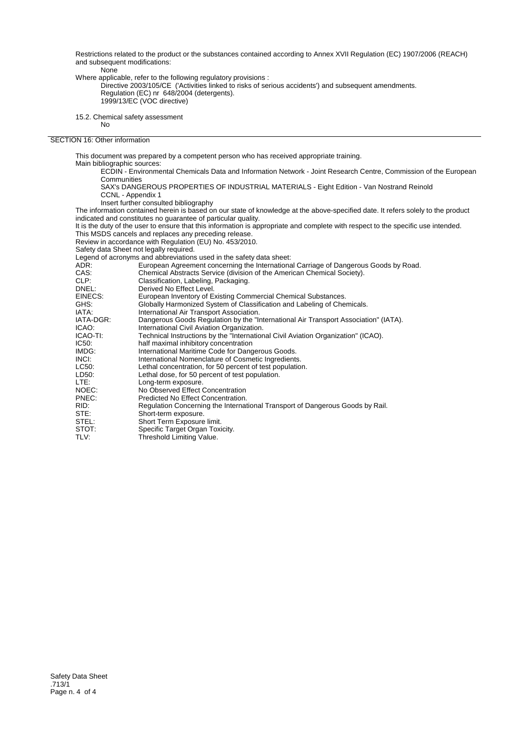Restrictions related to the product or the substances contained according to Annex XVII Regulation (EC) 1907/2006 (REACH) and subsequent modifications:

None

Where applicable, refer to the following regulatory provisions :

Directive 2003/105/CE ('Activities linked to risks of serious accidents') and subsequent amendments.
Regulation (EC) nr 648/2004 (detergents).
1999/13/EC (VOC directive)

15.2. Chemical safety assessment

No

## SECTION 16: Other information

This document was prepared by a competent person who has received appropriate training.

Main bibliographic sources:

ECDIN - Environmental Chemicals Data and Information Network - Joint Research Centre, Commission of the European Communities
SAX's DANGEROUS PROPERTIES OF INDUSTRIAL MATERIALS - Eight Edition - Van Nostrand Reinold
CCNL - Appendix 1
Insert further consulted bibliography

The information contained herein is based on our state of knowledge at the above-specified date. It refers solely to the product indicated and constitutes no guarantee of particular quality.

It is the duty of the user to ensure that this information is appropriate and complete with respect to the specific use intended.

This MSDS cancels and replaces any preceding release.

Review in accordance with Regulation (EU) No. 453/2010.

Safety data Sheet not legally required.

Legend of acronyms and abbreviations used in the safety data sheet:

| | |
|---|---|
| ADR: | European Agreement concerning the International Carriage of Dangerous Goods by Road. |
| CAS: | Chemical Abstracts Service (division of the American Chemical Society). |
| CLP: | Classification, Labeling, Packaging. |
| DNEL: | Derived No Effect Level. |
| EINECS: | European Inventory of Existing Commercial Chemical Substances. |
| GHS: | Globally Harmonized System of Classification and Labeling of Chemicals. |
| IATA: | International Air Transport Association. |
| IATA-DGR: | Dangerous Goods Regulation by the "International Air Transport Association" (IATA). |
| ICAO: | International Civil Aviation Organization. |
| ICAO-TI: | Technical Instructions by the "International Civil Aviation Organization" (ICAO). |
| IC50: | half maximal inhibitory concentration |
| IMDG: | International Maritime Code for Dangerous Goods. |
| INCI: | International Nomenclature of Cosmetic Ingredients. |
| LC50: | Lethal concentration, for 50 percent of test population. |
| LD50: | Lethal dose, for 50 percent of test population. |
| LTE: | Long-term exposure. |
| NOEC: | No Observed Effect Concentration |
| PNEC: | Predicted No Effect Concentration. |
| RID: | Regulation Concerning the International Transport of Dangerous Goods by Rail. |
| STE: | Short-term exposure. |
| STEL: | Short Term Exposure limit. |
| STOT: | Specific Target Organ Toxicity. |
| TLV: | Threshold Limiting Value. |